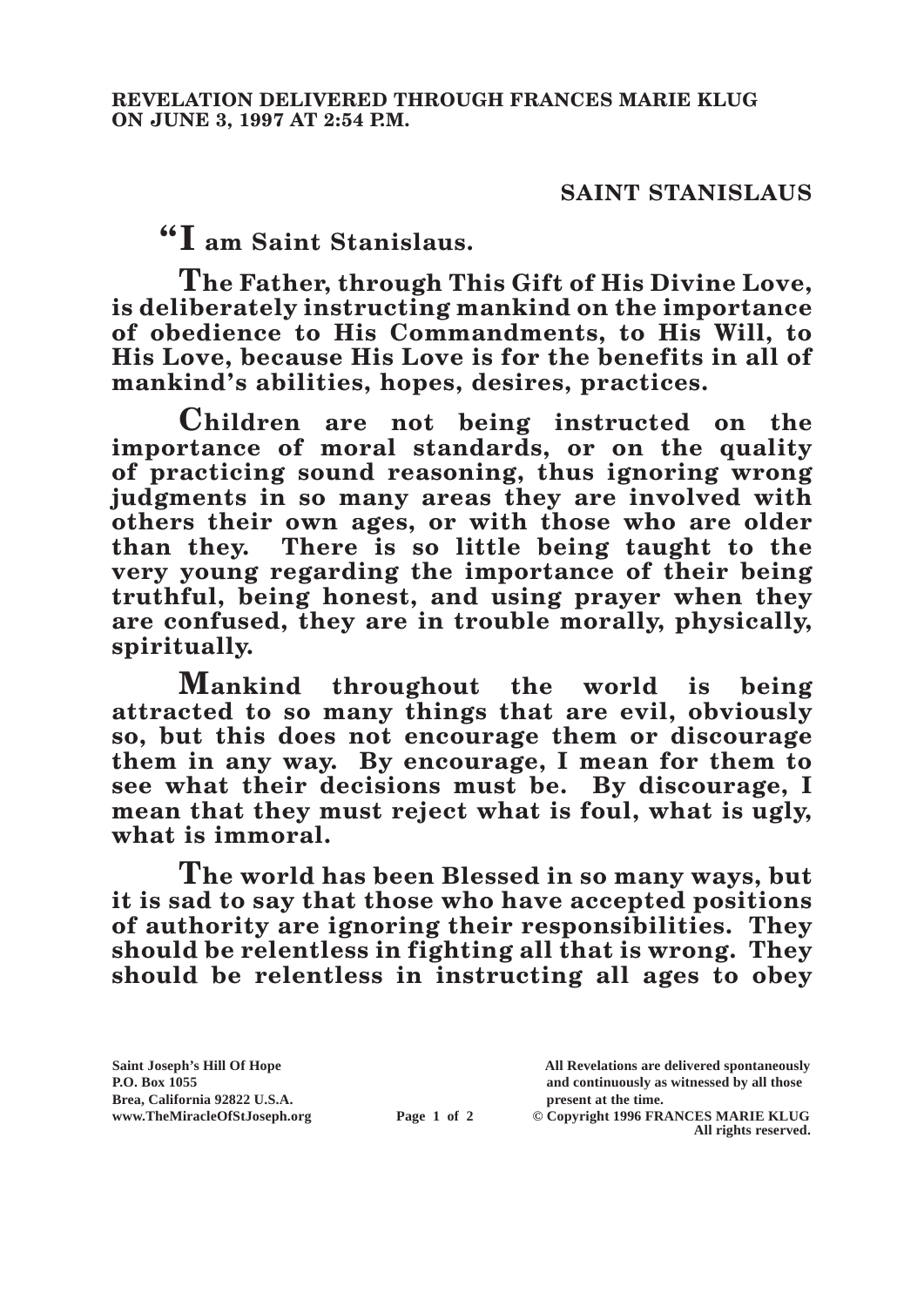**REVELATION DELIVERED THROUGH FRANCES MARIE KLUG ON JUNE 3, 1997 AT 2:54 P.M.**

## SAINT STANISLAUS

**"I am Saint Stanislaus.**

**The Father, through This Gift of His Divine Love, is deliberately instructing mankind on the importance of obedience to His Commandments, to His Will, to His Love, because His Love is for the benefits in all of mankind's abilities, hopes, desires, practices.**

**Children are not being instructed on the importance of moral standards, or on the quality of practicing sound reasoning, thus ignoring wrong judgments in so many areas they are involved with others their own ages, or with those who are older than they. There is so little being taught to the very young regarding the importance of their being truthful, being honest, and using prayer when they are confused, they are in trouble morally, physically, spiritually.**

**Mankind throughout the world is being attracted to so many things that are evil, obviously so, but this does not encourage them or discourage them in any way. By encourage, I mean for them to see what their decisions must be. By discourage, I mean that they must reject what is foul, what is ugly, what is immoral.**

**The world has been Blessed in so many ways, but it is sad to say that those who have accepted positions of authority are ignoring their responsibilities. They should be relentless in fighting all that is wrong. They should be relentless in instructing all ages to obey**

Saint Joseph's Hill Of Hope
P.O. Box 1055
Brea, California 92822 U.S.A.
www.TheMiracleOfStJoseph.org

All Revelations are delivered spontaneously and continuously as witnessed by all those present at the time.
© Copyright 1996 FRANCES MARIE KLUG
All rights reserved.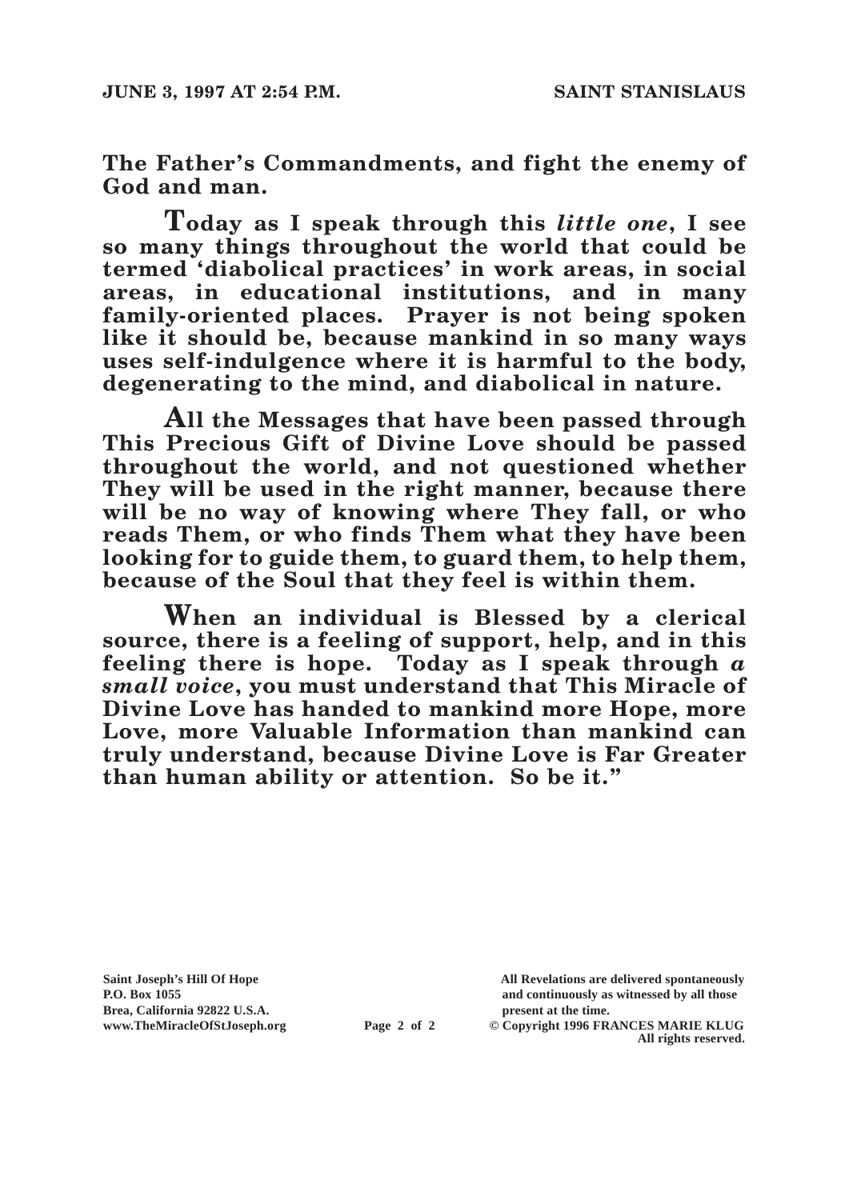**The Father's Commandments, and fight the enemy of God and man.**

**Today as I speak through this *little one*, I see so many things throughout the world that could be termed 'diabolical practices' in work areas, in social areas, in educational institutions, and in many family-oriented places. Prayer is not being spoken like it should be, because mankind in so many ways uses self-indulgence where it is harmful to the body, degenerating to the mind, and diabolical in nature.**

**All the Messages that have been passed through This Precious Gift of Divine Love should be passed throughout the world, and not questioned whether They will be used in the right manner, because there will be no way of knowing where They fall, or who reads Them, or who finds Them what they have been looking for to guide them, to guard them, to help them, because of the Soul that they feel is within them.**

**When an individual is Blessed by a clerical source, there is a feeling of support, help, and in this feeling there is hope. Today as I speak through *a small voice*, you must understand that This Miracle of Divine Love has handed to mankind more Hope, more Love, more Valuable Information than mankind can truly understand, because Divine Love is Far Greater than human ability or attention. So be it."**

**Saint Joseph's Hill Of Hope**
**P.O. Box 1055**
**Brea, California 92822 U.S.A.**
**www.TheMiracleOfStJoseph.org**

**All Revelations are delivered spontaneously and continuously as witnessed by all those present at the time.**
**© Copyright 1996 FRANCES MARIE KLUG**
**All rights reserved.**